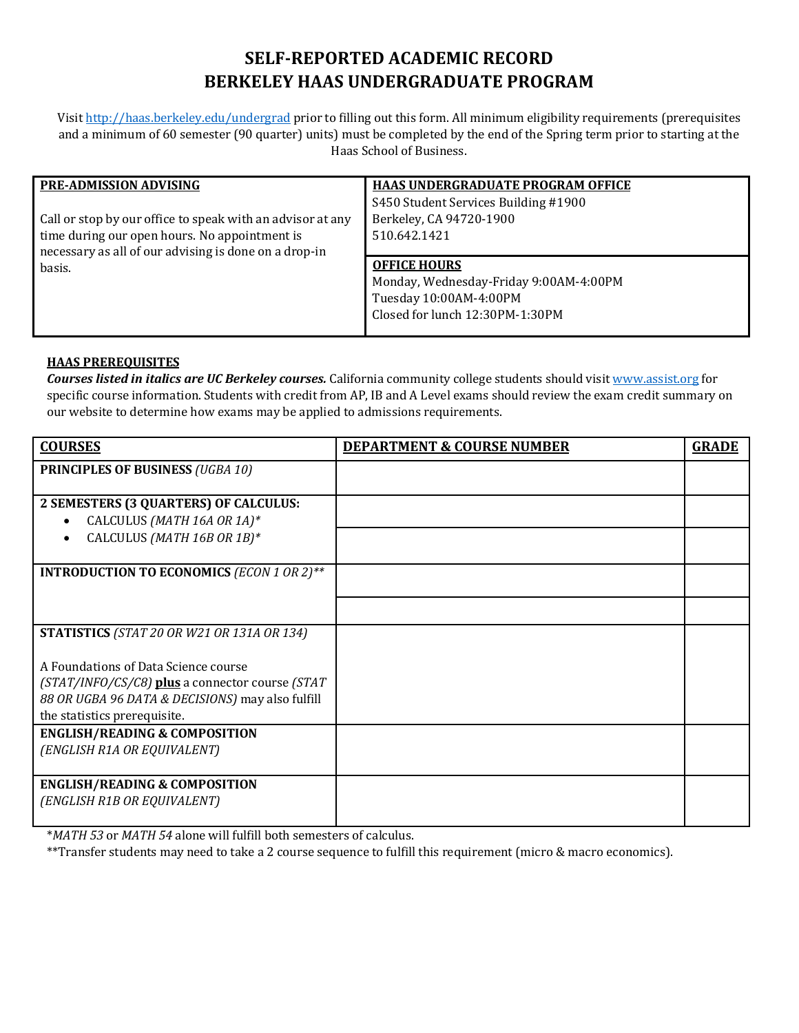# SELF-REPORTED ACADEMIC RECORD
# BERKELEY HAAS UNDERGRADUATE PROGRAM

Visit http://haas.berkeley.edu/undergrad prior to filling out this form. All minimum eligibility requirements (prerequisites and a minimum of 60 semester (90 quarter) units) must be completed by the end of the Spring term prior to starting at the Haas School of Business.

| PRE-ADMISSION ADVISING | HAAS UNDERGRADUATE PROGRAM OFFICE |
|---|---|
| Call or stop by our office to speak with an advisor at any time during our open hours. No appointment is necessary as all of our advising is done on a drop-in basis. | S450 Student Services Building #1900<br>Berkeley, CA 94720-1900<br>510.642.1421<br><br>**OFFICE HOURS**<br>Monday, Wednesday-Friday 9:00AM-4:00PM<br>Tuesday 10:00AM-4:00PM<br>Closed for lunch 12:30PM-1:30PM |

**HAAS PREREQUISITES**

***Courses listed in italics are UC Berkeley courses.*** California community college students should visit www.assist.org for specific course information. Students with credit from AP, IB and A Level exams should review the exam credit summary on our website to determine how exams may be applied to admissions requirements.

| COURSES | DEPARTMENT & COURSE NUMBER | GRADE |
|---|---|---|
| **PRINCIPLES OF BUSINESS** *(UGBA 10)* | | |
| **2 SEMESTERS (3 QUARTERS) OF CALCULUS:**<br>• CALCULUS *(MATH 16A OR 1A)**<br>• CALCULUS *(MATH 16B OR 1B)** | | |
| | | |
| **INTRODUCTION TO ECONOMICS** *(ECON 1 OR 2)*** | | |
| | | |
| **STATISTICS** *(STAT 20 OR W21 OR 131A OR 134)*<br><br>A Foundations of Data Science course *(STAT/INFO/CS/C8)* **plus** a connector course *(STAT 88 OR UGBA 96 DATA & DECISIONS)* may also fulfill the statistics prerequisite. | | |
| **ENGLISH/READING & COMPOSITION**<br>*(ENGLISH R1A OR EQUIVALENT)* | | |
| **ENGLISH/READING & COMPOSITION**<br>*(ENGLISH R1B OR EQUIVALENT)* | | |

**MATH 53* or *MATH 54* alone will fulfill both semesters of calculus.

**Transfer students may need to take a 2 course sequence to fulfill this requirement (micro & macro economics).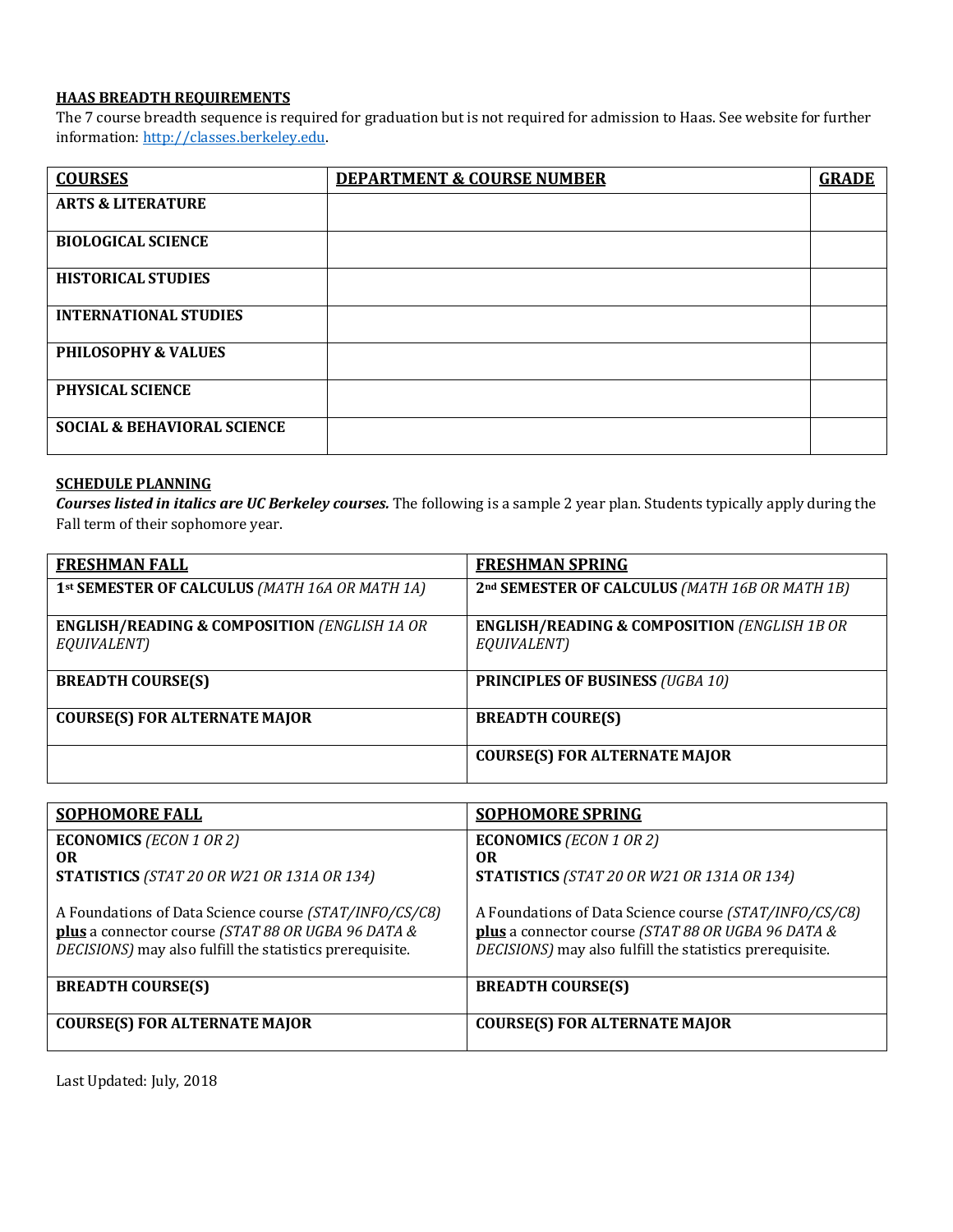**HAAS BREADTH REQUIREMENTS**

The 7 course breadth sequence is required for graduation but is not required for admission to Haas. See website for further information: http://classes.berkeley.edu.

| **COURSES** | **DEPARTMENT & COURSE NUMBER** | **GRADE** |
|---|---|---|
| **ARTS & LITERATURE** | | |
| **BIOLOGICAL SCIENCE** | | |
| **HISTORICAL STUDIES** | | |
| **INTERNATIONAL STUDIES** | | |
| **PHILOSOPHY & VALUES** | | |
| **PHYSICAL SCIENCE** | | |
| **SOCIAL & BEHAVIORAL SCIENCE** | | |

**SCHEDULE PLANNING**

***Courses listed in italics are UC Berkeley courses.*** The following is a sample 2 year plan. Students typically apply during the Fall term of their sophomore year.

| **FRESHMAN FALL** | **FRESHMAN SPRING** |
|---|---|
| **1st SEMESTER OF CALCULUS** *(MATH 16A OR MATH 1A)* | **2nd SEMESTER OF CALCULUS** *(MATH 16B OR MATH 1B)* |
| **ENGLISH/READING & COMPOSITION** *(ENGLISH 1A OR EQUIVALENT)* | **ENGLISH/READING & COMPOSITION** *(ENGLISH 1B OR EQUIVALENT)* |
| **BREADTH COURSE(S)** | **PRINCIPLES OF BUSINESS** *(UGBA 10)* |
| **COURSE(S) FOR ALTERNATE MAJOR** | **BREADTH COURE(S)** |
| | **COURSE(S) FOR ALTERNATE MAJOR** |

| **SOPHOMORE FALL** | **SOPHOMORE SPRING** |
|---|---|
| **ECONOMICS** *(ECON 1 OR 2)*<br>**OR**<br>**STATISTICS** *(STAT 20 OR W21 OR 131A OR 134)*<br><br>A Foundations of Data Science course *(STAT/INFO/CS/C8)* **plus** a connector course *(STAT 88 OR UGBA 96 DATA & DECISIONS)* may also fulfill the statistics prerequisite. | **ECONOMICS** *(ECON 1 OR 2)*<br>**OR**<br>**STATISTICS** *(STAT 20 OR W21 OR 131A OR 134)*<br><br>A Foundations of Data Science course *(STAT/INFO/CS/C8)* **plus** a connector course *(STAT 88 OR UGBA 96 DATA & DECISIONS)* may also fulfill the statistics prerequisite. |
| **BREADTH COURSE(S)** | **BREADTH COURSE(S)** |
| **COURSE(S) FOR ALTERNATE MAJOR** | **COURSE(S) FOR ALTERNATE MAJOR** |

Last Updated: July, 2018